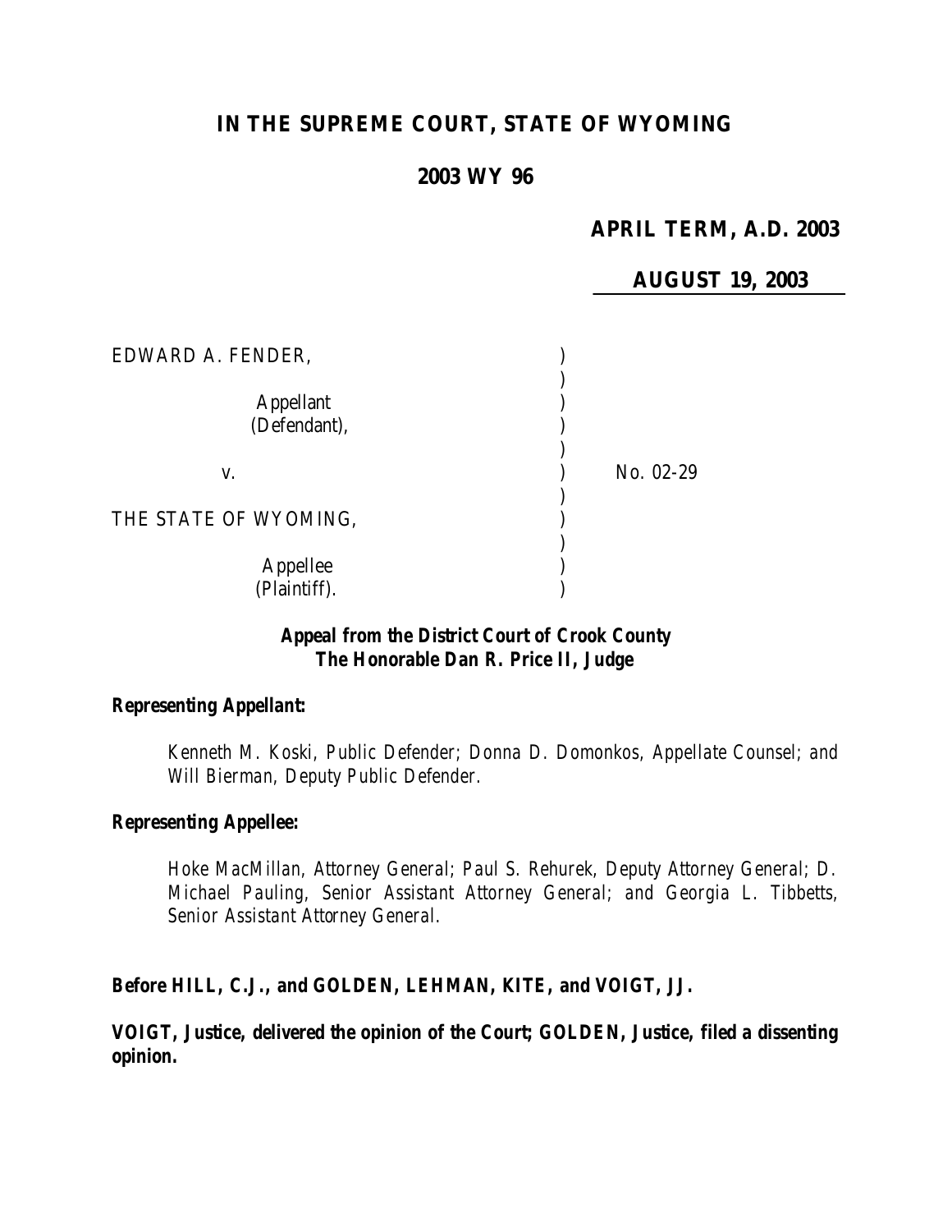# IN THE SUPREME COURT, STATE OF WYOMING

## 2003 WY 96

**APRIL TERM, A.D. 2003**

**AUGUST 19, 2003**

| | | |
|---|---|---|
| EDWARD A. FENDER, | ) | |
| | ) | |
| Appellant | ) | |
| (Defendant), | ) | |
| | ) | |
| v. | ) | No. 02-29 |
| | ) | |
| THE STATE OF WYOMING, | ) | |
| | ) | |
| Appellee | ) | |
| (Plaintiff). | ) | |

***Appeal from the District Court of Crook County***
***The Honorable Dan R. Price II, Judge***

***Representing Appellant:***

*Kenneth M. Koski, Public Defender; Donna D. Domonkos, Appellate Counsel; and Will Bierman, Deputy Public Defender.*

***Representing Appellee:***

*Hoke MacMillan, Attorney General; Paul S. Rehurek, Deputy Attorney General; D. Michael Pauling, Senior Assistant Attorney General; and Georgia L. Tibbetts, Senior Assistant Attorney General.*

***Before HILL, C.J., and GOLDEN, LEHMAN, KITE, and VOIGT, JJ.***

***VOIGT, Justice, delivered the opinion of the Court; GOLDEN, Justice, filed a dissenting opinion.***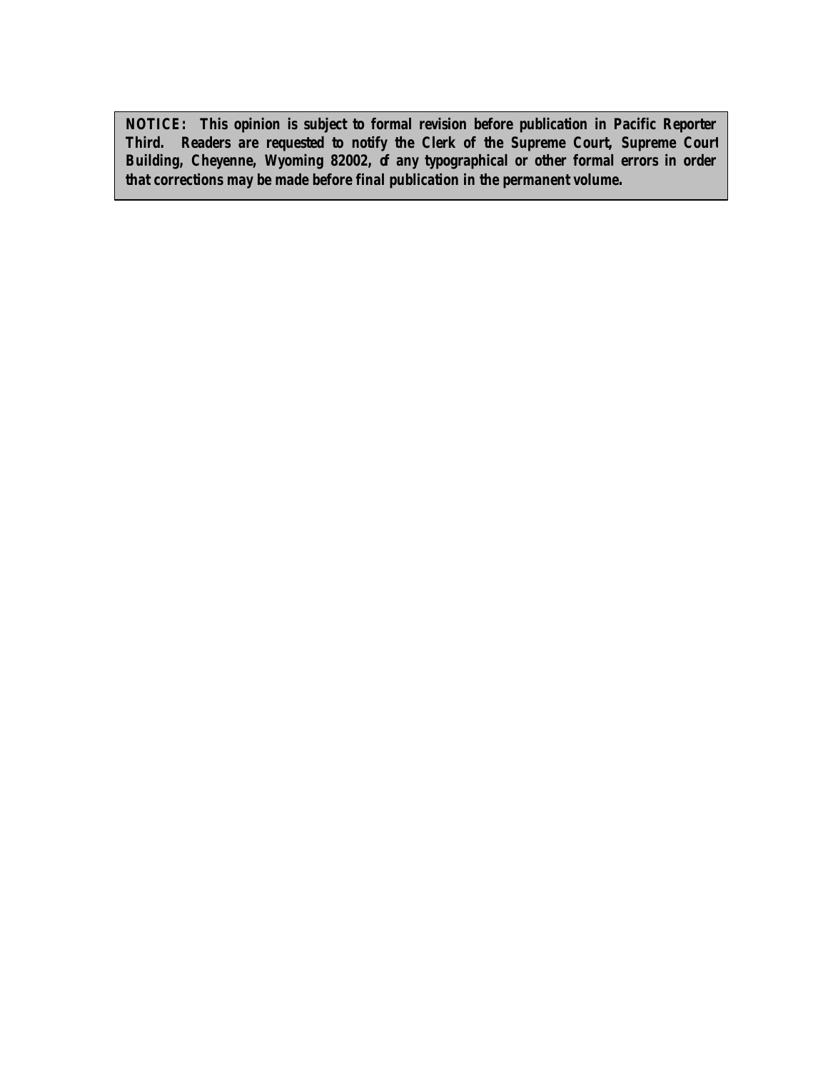**NOTICE: This opinion is subject to formal revision before publication in Pacific Reporter Third. Readers are requested to notify the Clerk of the Supreme Court, Supreme Court Building, Cheyenne, Wyoming 82002, of any typographical or other formal errors in order that corrections may be made before final publication in the permanent volume.**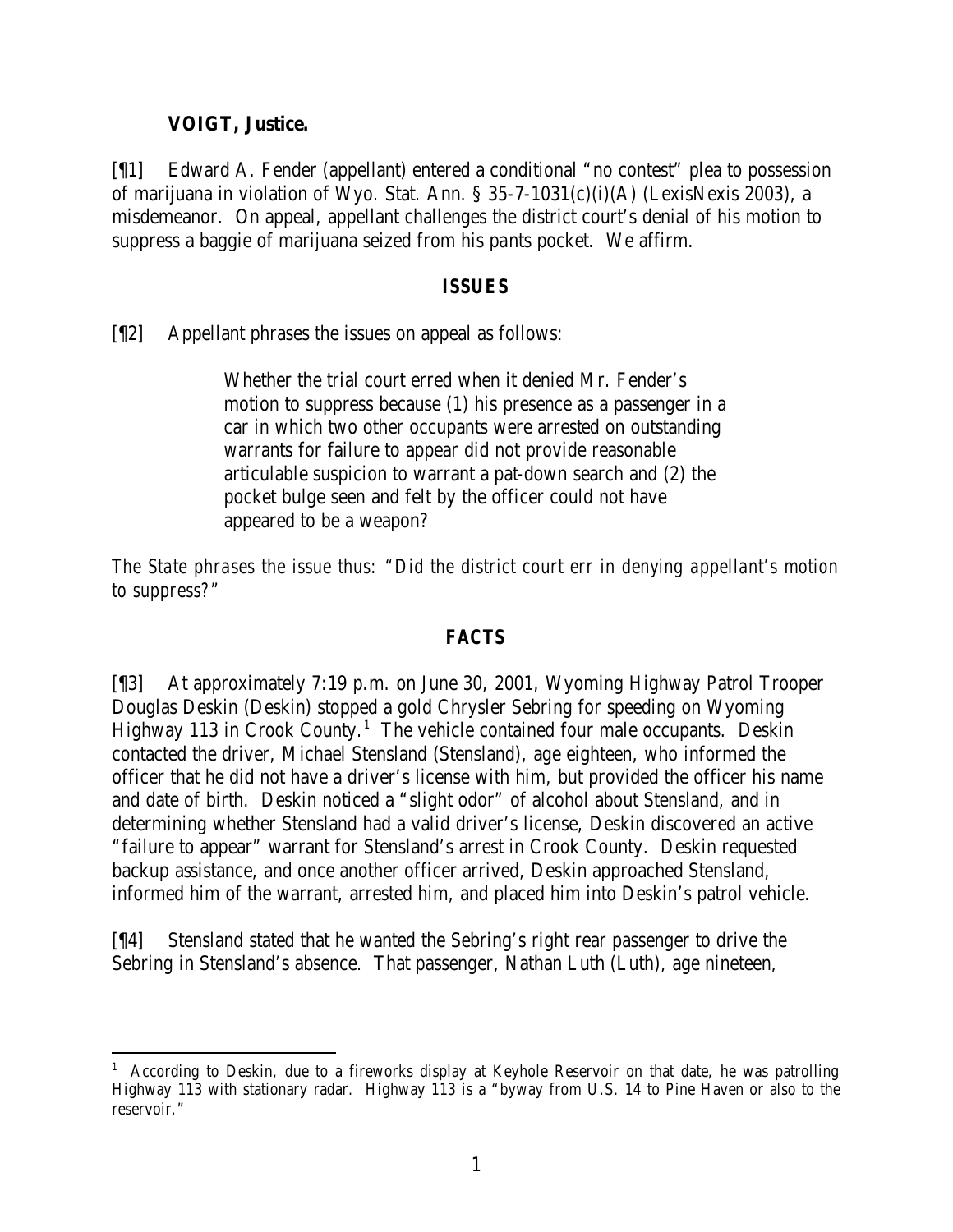**VOIGT, Justice.**

[¶1] Edward A. Fender (appellant) entered a conditional "no contest" plea to possession of marijuana in violation of Wyo. Stat. Ann. § 35-7-1031(c)(i)(A) (LexisNexis 2003), a misdemeanor. On appeal, appellant challenges the district court's denial of his motion to suppress a baggie of marijuana seized from his pants pocket. We affirm.

## ***ISSUES***

[¶2] Appellant phrases the issues on appeal as follows:

> Whether the trial court erred when it denied Mr. Fender's motion to suppress because (1) his presence as a passenger in a car in which two other occupants were arrested on outstanding warrants for failure to appear did not provide reasonable articulable suspicion to warrant a pat-down search and (2) the pocket bulge seen and felt by the officer could not have appeared to be a weapon?

*The State phrases the issue thus: "Did the district court err in denying appellant's motion to suppress?"*

## ***FACTS***

[¶3] At approximately 7:19 p.m. on June 30, 2001, Wyoming Highway Patrol Trooper Douglas Deskin (Deskin) stopped a gold Chrysler Sebring for speeding on Wyoming Highway 113 in Crook County.[1] The vehicle contained four male occupants. Deskin contacted the driver, Michael Stensland (Stensland), age eighteen, who informed the officer that he did not have a driver's license with him, but provided the officer his name and date of birth. Deskin noticed a "slight odor" of alcohol about Stensland, and in determining whether Stensland had a valid driver's license, Deskin discovered an active "failure to appear" warrant for Stensland's arrest in Crook County. Deskin requested backup assistance, and once another officer arrived, Deskin approached Stensland, informed him of the warrant, arrested him, and placed him into Deskin's patrol vehicle.

[¶4] Stensland stated that he wanted the Sebring's right rear passenger to drive the Sebring in Stensland's absence. That passenger, Nathan Luth (Luth), age nineteen,

[1] According to Deskin, due to a fireworks display at Keyhole Reservoir on that date, he was patrolling Highway 113 with stationary radar. Highway 113 is a "byway from U.S. 14 to Pine Haven or also to the reservoir."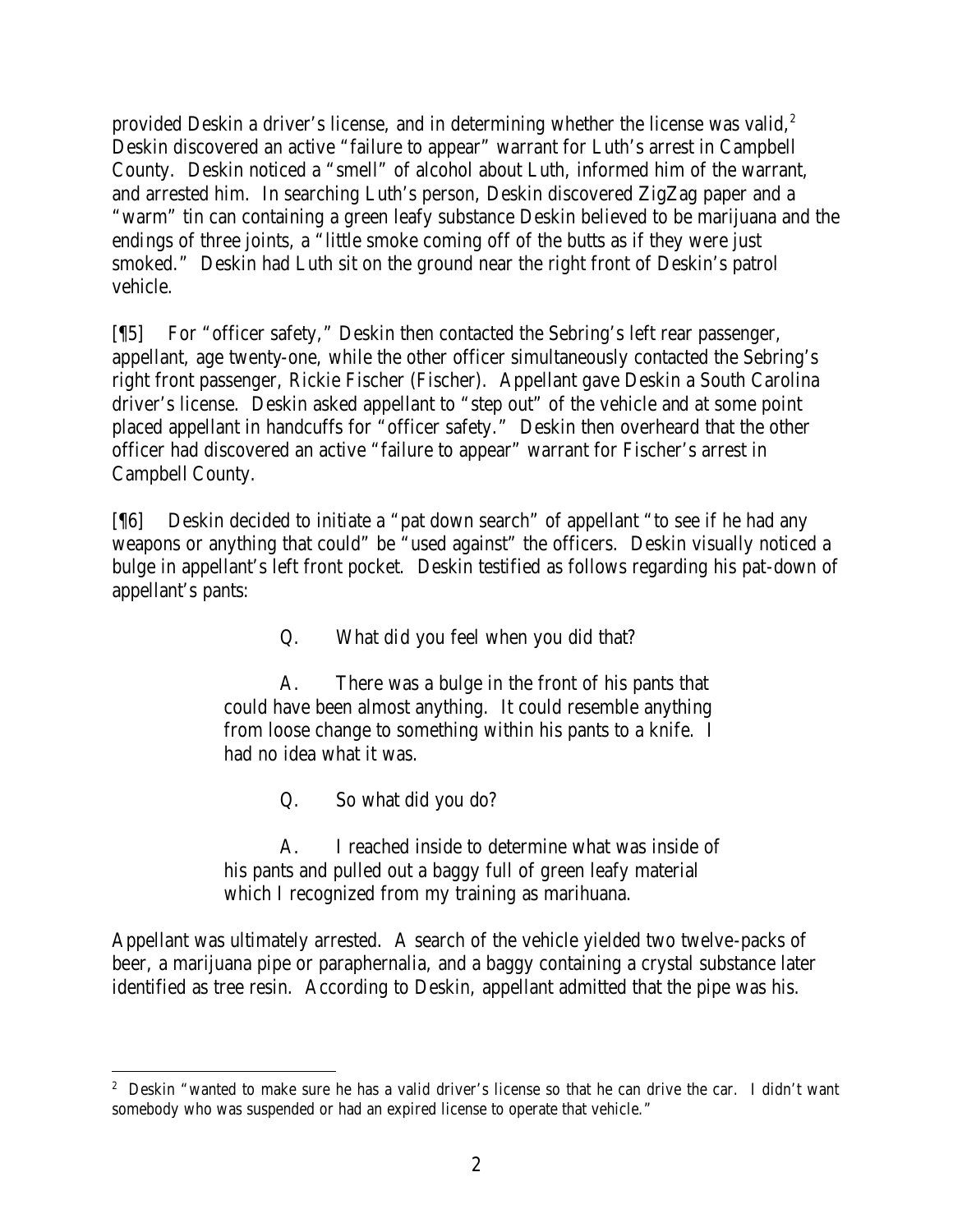provided Deskin a driver's license, and in determining whether the license was valid,[2] Deskin discovered an active "failure to appear" warrant for Luth's arrest in Campbell County. Deskin noticed a "smell" of alcohol about Luth, informed him of the warrant, and arrested him. In searching Luth's person, Deskin discovered ZigZag paper and a "warm" tin can containing a green leafy substance Deskin believed to be marijuana and the endings of three joints, a "little smoke coming off of the butts as if they were just smoked." Deskin had Luth sit on the ground near the right front of Deskin's patrol vehicle.

[¶5] For "officer safety," Deskin then contacted the Sebring's left rear passenger, appellant, age twenty-one, while the other officer simultaneously contacted the Sebring's right front passenger, Rickie Fischer (Fischer). Appellant gave Deskin a South Carolina driver's license. Deskin asked appellant to "step out" of the vehicle and at some point placed appellant in handcuffs for "officer safety." Deskin then overheard that the other officer had discovered an active "failure to appear" warrant for Fischer's arrest in Campbell County.

[¶6] Deskin decided to initiate a "pat down search" of appellant "to see if he had any weapons or anything that could" be "used against" the officers. Deskin visually noticed a bulge in appellant's left front pocket. Deskin testified as follows regarding his pat-down of appellant's pants:

> Q. What did you feel when you did that?
>
> A. There was a bulge in the front of his pants that could have been almost anything. It could resemble anything from loose change to something within his pants to a knife. I had no idea what it was.
>
> Q. So what did you do?
>
> A. I reached inside to determine what was inside of his pants and pulled out a baggy full of green leafy material which I recognized from my training as marihuana.

Appellant was ultimately arrested. A search of the vehicle yielded two twelve-packs of beer, a marijuana pipe or paraphernalia, and a baggy containing a crystal substance later identified as tree resin. According to Deskin, appellant admitted that the pipe was his.

---

[2] Deskin "wanted to make sure he has a valid driver's license so that he can drive the car. I didn't want somebody who was suspended or had an expired license to operate that vehicle."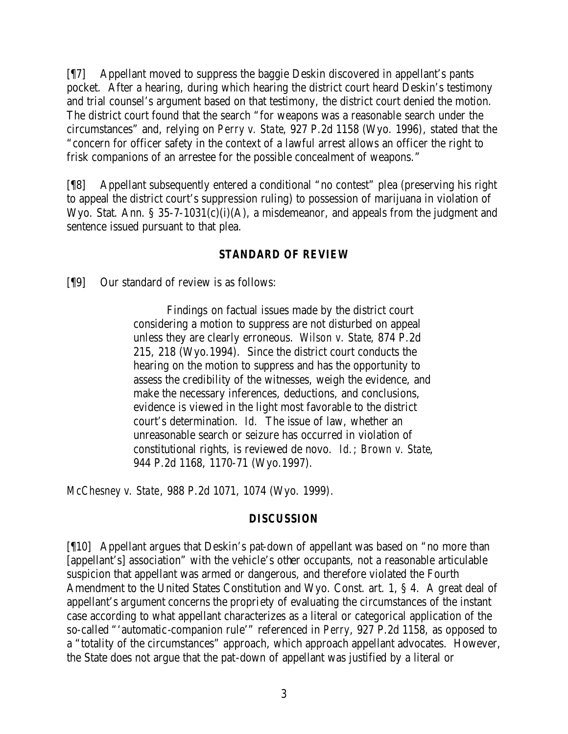[¶7] Appellant moved to suppress the baggie Deskin discovered in appellant's pants pocket. After a hearing, during which hearing the district court heard Deskin's testimony and trial counsel's argument based on that testimony, the district court denied the motion. The district court found that the search "for weapons was a reasonable search under the circumstances" and, relying on *Perry v. State*, 927 P.2d 1158 (Wyo. 1996), stated that the "concern for officer safety in the context of a lawful arrest allows an officer the right to frisk companions of an arrestee for the possible concealment of weapons."

[¶8] Appellant subsequently entered a conditional "no contest" plea (preserving his right to appeal the district court's suppression ruling) to possession of marijuana in violation of Wyo. Stat. Ann. § 35-7-1031(c)(i)(A), a misdemeanor, and appeals from the judgment and sentence issued pursuant to that plea.

## STANDARD OF REVIEW

[¶9] Our standard of review is as follows:

> Findings on factual issues made by the district court considering a motion to suppress are not disturbed on appeal unless they are clearly erroneous. *Wilson v. State*, 874 P.2d 215, 218 (Wyo.1994). Since the district court conducts the hearing on the motion to suppress and has the opportunity to assess the credibility of the witnesses, weigh the evidence, and make the necessary inferences, deductions, and conclusions, evidence is viewed in the light most favorable to the district court's determination. *Id.* The issue of law, whether an unreasonable search or seizure has occurred in violation of constitutional rights, is reviewed de novo. *Id.*; *Brown v. State*, 944 P.2d 1168, 1170-71 (Wyo.1997).

*McChesney v. State*, 988 P.2d 1071, 1074 (Wyo. 1999).

## DISCUSSION

[¶10] Appellant argues that Deskin's pat-down of appellant was based on "no more than [appellant's] association" with the vehicle's other occupants, not a reasonable articulable suspicion that appellant was armed or dangerous, and therefore violated the Fourth Amendment to the United States Constitution and Wyo. Const. art. 1, § 4. A great deal of appellant's argument concerns the propriety of evaluating the circumstances of the instant case according to what appellant characterizes as a literal or categorical application of the so-called "'automatic-companion rule'" referenced in *Perry*, 927 P.2d 1158, as opposed to a "totality of the circumstances" approach, which approach appellant advocates. However, the State does not argue that the pat-down of appellant was justified by a literal or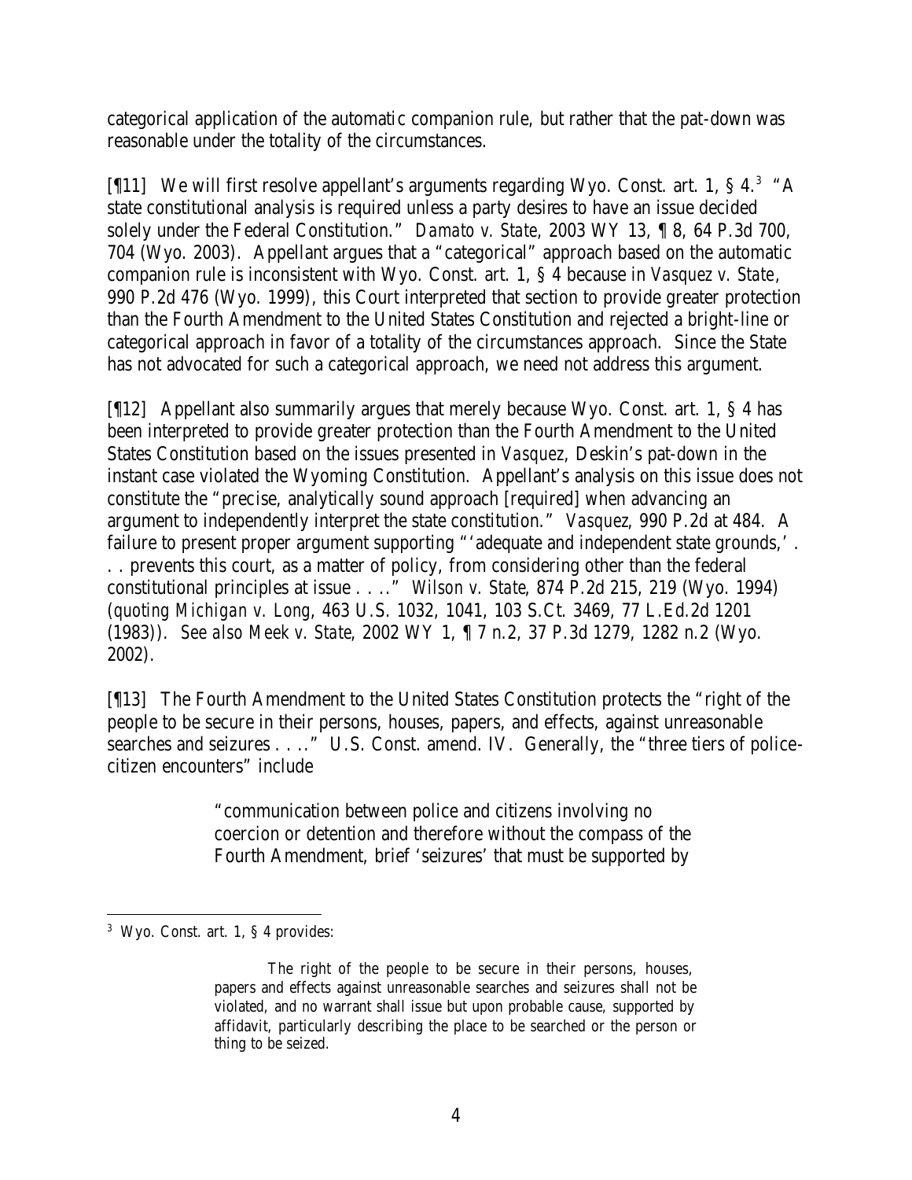categorical application of the automatic companion rule, but rather that the pat-down was reasonable under the totality of the circumstances.

[¶11] We will first resolve appellant's arguments regarding Wyo. Const. art. 1, § 4.[3] "A state constitutional analysis is required unless a party desires to have an issue decided solely under the Federal Constitution." *Damato v. State*, 2003 WY 13, ¶ 8, 64 P.3d 700, 704 (Wyo. 2003). Appellant argues that a "categorical" approach based on the automatic companion rule is inconsistent with Wyo. Const. art. 1, § 4 because in *Vasquez v. State*, 990 P.2d 476 (Wyo. 1999), this Court interpreted that section to provide greater protection than the Fourth Amendment to the United States Constitution and rejected a bright-line or categorical approach in favor of a totality of the circumstances approach. Since the State has not advocated for such a categorical approach, we need not address this argument.

[¶12] Appellant also summarily argues that merely because Wyo. Const. art. 1, § 4 has been interpreted to provide greater protection than the Fourth Amendment to the United States Constitution based on the issues presented in *Vasquez*, Deskin's pat-down in the instant case violated the Wyoming Constitution. Appellant's analysis on this issue does not constitute the "precise, analytically sound approach [required] when advancing an argument to independently interpret the state constitution." *Vasquez*, 990 P.2d at 484. A failure to present proper argument supporting "'adequate and independent state grounds,' . . . prevents this court, as a matter of policy, from considering other than the federal constitutional principles at issue . . . ." *Wilson v. State*, 874 P.2d 215, 219 (Wyo. 1994) (*quoting Michigan v. Long*, 463 U.S. 1032, 1041, 103 S.Ct. 3469, 77 L.Ed.2d 1201 (1983)). *See also Meek v. State*, 2002 WY 1, ¶ 7 n.2, 37 P.3d 1279, 1282 n.2 (Wyo. 2002).

[¶13] The Fourth Amendment to the United States Constitution protects the "right of the people to be secure in their persons, houses, papers, and effects, against unreasonable searches and seizures . . . ." U.S. Const. amend. IV. Generally, the "three tiers of police-citizen encounters" include

> "communication between police and citizens involving no coercion or detention and therefore without the compass of the Fourth Amendment, brief 'seizures' that must be supported by

---

[3] Wyo. Const. art. 1, § 4 provides:

> The right of the people to be secure in their persons, houses, papers and effects against unreasonable searches and seizures shall not be violated, and no warrant shall issue but upon probable cause, supported by affidavit, particularly describing the place to be searched or the person or thing to be seized.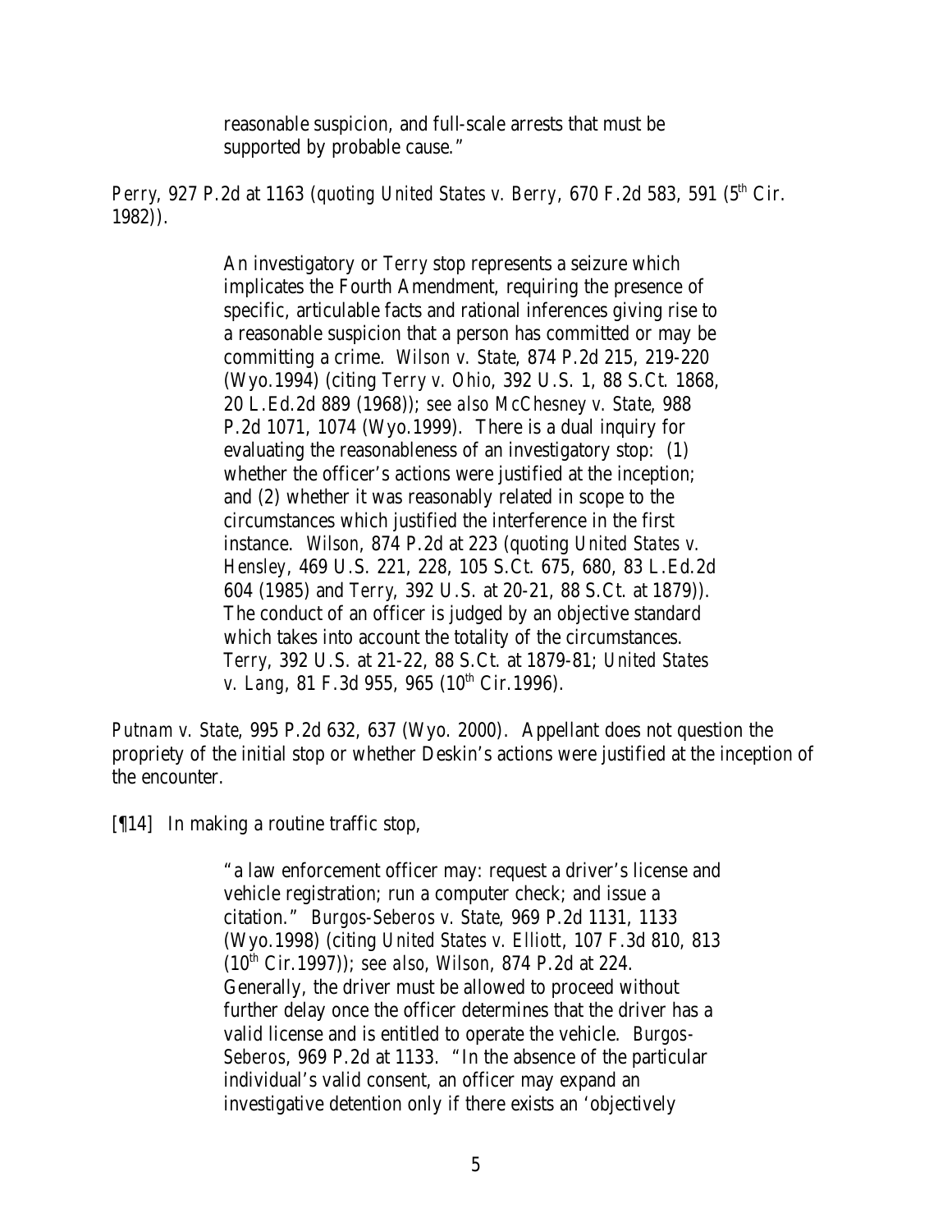> reasonable suspicion, and full-scale arrests that must be supported by probable cause."

*Perry*, 927 P.2d at 1163 (*quoting United States v. Berry*, 670 F.2d 583, 591 (5th Cir. 1982)).

> An investigatory or *Terry* stop represents a seizure which implicates the Fourth Amendment, requiring the presence of specific, articulable facts and rational inferences giving rise to a reasonable suspicion that a person has committed or may be committing a crime. *Wilson v. State*, 874 P.2d 215, 219-220 (Wyo.1994) (citing *Terry v. Ohio*, 392 U.S. 1, 88 S.Ct. 1868, 20 L.Ed.2d 889 (1968)); *see also McChesney v. State*, 988 P.2d 1071, 1074 (Wyo.1999). There is a dual inquiry for evaluating the reasonableness of an investigatory stop: (1) whether the officer's actions were justified at the inception; and (2) whether it was reasonably related in scope to the circumstances which justified the interference in the first instance. *Wilson*, 874 P.2d at 223 (quoting *United States v. Hensley*, 469 U.S. 221, 228, 105 S.Ct. 675, 680, 83 L.Ed.2d 604 (1985) and *Terry*, 392 U.S. at 20-21, 88 S.Ct. at 1879)). The conduct of an officer is judged by an objective standard which takes into account the totality of the circumstances. *Terry*, 392 U.S. at 21-22, 88 S.Ct. at 1879-81; *United States v. Lang*, 81 F.3d 955, 965 (10th Cir.1996).

*Putnam v. State*, 995 P.2d 632, 637 (Wyo. 2000). Appellant does not question the propriety of the initial stop or whether Deskin's actions were justified at the inception of the encounter.

[¶14] In making a routine traffic stop,

> "a law enforcement officer may: request a driver's license and vehicle registration; run a computer check; and issue a citation." *Burgos-Seberos v. State*, 969 P.2d 1131, 1133 (Wyo.1998) (citing *United States v. Elliott*, 107 F.3d 810, 813 (10th Cir.1997)); *see also*, *Wilson*, 874 P.2d at 224. Generally, the driver must be allowed to proceed without further delay once the officer determines that the driver has a valid license and is entitled to operate the vehicle. *Burgos-Seberos*, 969 P.2d at 1133. "In the absence of the particular individual's valid consent, an officer may expand an investigative detention only if there exists an 'objectively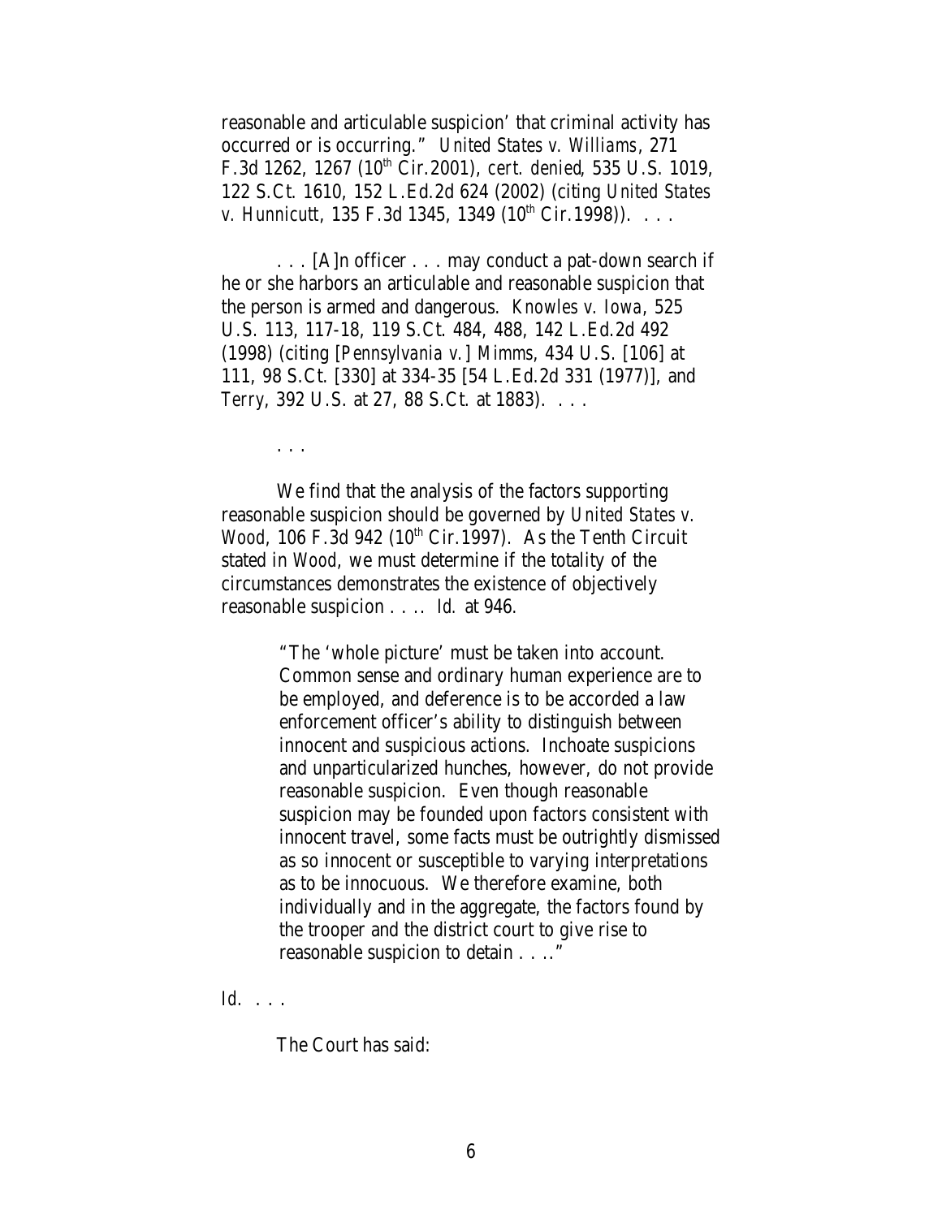reasonable and articulable suspicion' that criminal activity has occurred or is occurring." *United States v. Williams*, 271 F.3d 1262, 1267 (10th Cir.2001), *cert. denied*, 535 U.S. 1019, 122 S.Ct. 1610, 152 L.Ed.2d 624 (2002) (citing *United States v. Hunnicutt*, 135 F.3d 1345, 1349 (10th Cir.1998)). . . .

. . . [A]n officer . . . may conduct a pat-down search if he or she harbors an articulable and reasonable suspicion that the person is armed and dangerous. *Knowles v. Iowa*, 525 U.S. 113, 117-18, 119 S.Ct. 484, 488, 142 L.Ed.2d 492 (1998) (citing [*Pennsylvania v.*] *Mimms*, 434 U.S. [106] at 111, 98 S.Ct. [330] at 334-35 [54 L.Ed.2d 331 (1977)], and *Terry*, 392 U.S. at 27, 88 S.Ct. at 1883). . . .

. . .

We find that the analysis of the factors supporting reasonable suspicion should be governed by *United States v. Wood*, 106 F.3d 942 (10th Cir.1997). As the Tenth Circuit stated in *Wood*, we must determine if the totality of the circumstances demonstrates the existence of objectively reasonable suspicion . . .. *Id.* at 946.

> "The 'whole picture' must be taken into account. Common sense and ordinary human experience are to be employed, and deference is to be accorded a law enforcement officer's ability to distinguish between innocent and suspicious actions. Inchoate suspicions and unparticularized hunches, however, do not provide reasonable suspicion. Even though reasonable suspicion may be founded upon factors consistent with innocent travel, some facts must be outrightly dismissed as so innocent or susceptible to varying interpretations as to be innocuous. We therefore examine, both individually and in the aggregate, the factors found by the trooper and the district court to give rise to reasonable suspicion to detain . . .."

*Id.* . . .

The Court has said: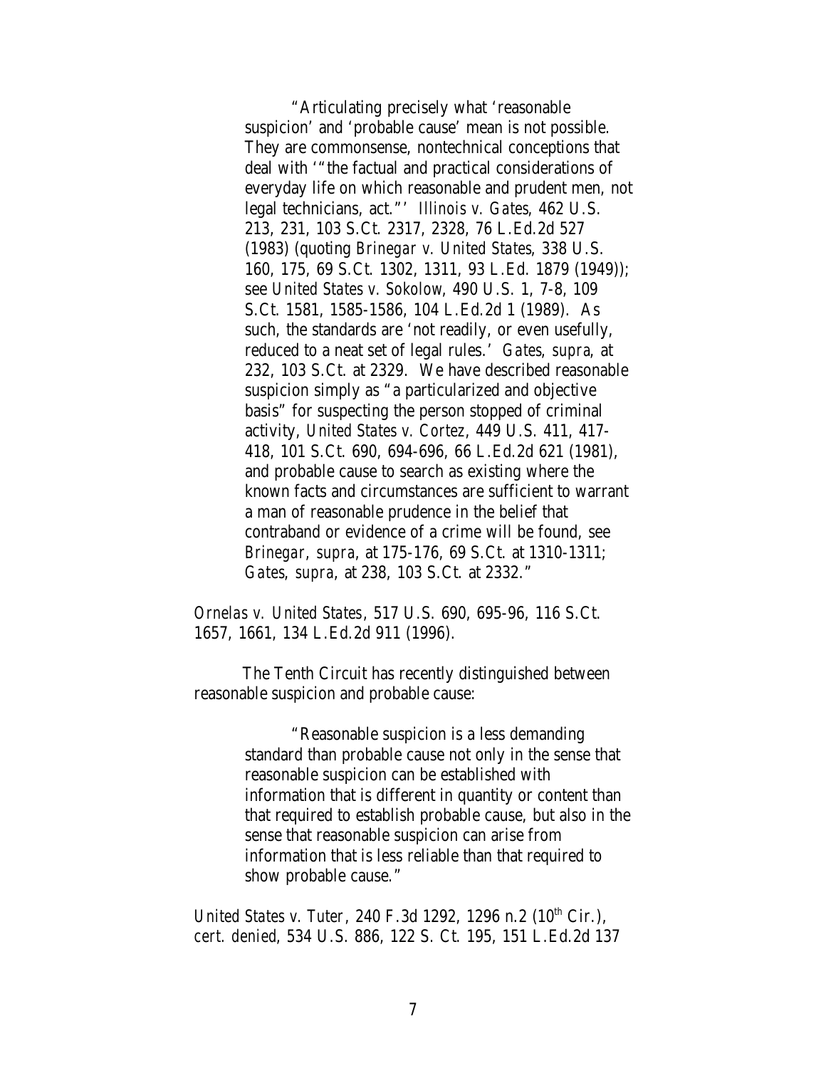> "Articulating precisely what 'reasonable suspicion' and 'probable cause' mean is not possible. They are commonsense, nontechnical conceptions that deal with '"the factual and practical considerations of everyday life on which reasonable and prudent men, not legal technicians, act."' *Illinois v. Gates*, 462 U.S. 213, 231, 103 S.Ct. 2317, 2328, 76 L.Ed.2d 527 (1983) (quoting *Brinegar v. United States*, 338 U.S. 160, 175, 69 S.Ct. 1302, 1311, 93 L.Ed. 1879 (1949)); see *United States v. Sokolow*, 490 U.S. 1, 7-8, 109 S.Ct. 1581, 1585-1586, 104 L.Ed.2d 1 (1989). As such, the standards are 'not readily, or even usefully, reduced to a neat set of legal rules.' *Gates*, *supra*, at 232, 103 S.Ct. at 2329. We have described reasonable suspicion simply as "a particularized and objective basis" for suspecting the person stopped of criminal activity, *United States v. Cortez*, 449 U.S. 411, 417-418, 101 S.Ct. 690, 694-696, 66 L.Ed.2d 621 (1981), and probable cause to search as existing where the known facts and circumstances are sufficient to warrant a man of reasonable prudence in the belief that contraband or evidence of a crime will be found, see *Brinegar*, *supra*, at 175-176, 69 S.Ct. at 1310-1311; *Gates*, *supra*, at 238, 103 S.Ct. at 2332."

*Ornelas v. United States*, 517 U.S. 690, 695-96, 116 S.Ct. 1657, 1661, 134 L.Ed.2d 911 (1996).

The Tenth Circuit has recently distinguished between reasonable suspicion and probable cause:

> "Reasonable suspicion is a less demanding standard than probable cause not only in the sense that reasonable suspicion can be established with information that is different in quantity or content than that required to establish probable cause, but also in the sense that reasonable suspicion can arise from information that is less reliable than that required to show probable cause."

*United States v. Tuter*, 240 F.3d 1292, 1296 n.2 (10th Cir.), *cert. denied*, 534 U.S. 886, 122 S. Ct. 195, 151 L.Ed.2d 137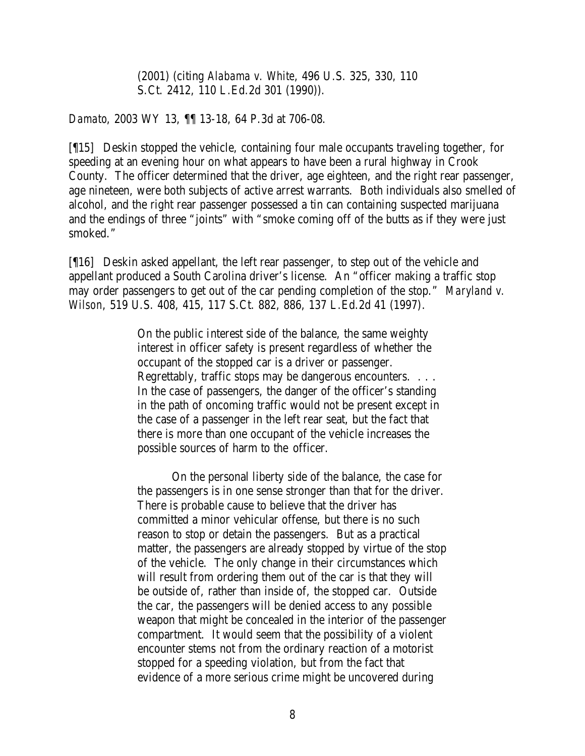> (2001) (citing *Alabama v. White*, 496 U.S. 325, 330, 110 S.Ct. 2412, 110 L.Ed.2d 301 (1990)).

*Damato*, 2003 WY 13, ¶¶ 13-18, 64 P.3d at 706-08.

[¶15] Deskin stopped the vehicle, containing four male occupants traveling together, for speeding at an evening hour on what appears to have been a rural highway in Crook County. The officer determined that the driver, age eighteen, and the right rear passenger, age nineteen, were both subjects of active arrest warrants. Both individuals also smelled of alcohol, and the right rear passenger possessed a tin can containing suspected marijuana and the endings of three "joints" with "smoke coming off of the butts as if they were just smoked."

[¶16] Deskin asked appellant, the left rear passenger, to step out of the vehicle and appellant produced a South Carolina driver's license. An "officer making a traffic stop may order passengers to get out of the car pending completion of the stop." *Maryland v. Wilson*, 519 U.S. 408, 415, 117 S.Ct. 882, 886, 137 L.Ed.2d 41 (1997).

> On the public interest side of the balance, the same weighty interest in officer safety is present regardless of whether the occupant of the stopped car is a driver or passenger. Regrettably, traffic stops may be dangerous encounters. . . . In the case of passengers, the danger of the officer's standing in the path of oncoming traffic would not be present except in the case of a passenger in the left rear seat, but the fact that there is more than one occupant of the vehicle increases the possible sources of harm to the officer.
>
> On the personal liberty side of the balance, the case for the passengers is in one sense stronger than that for the driver. There is probable cause to believe that the driver has committed a minor vehicular offense, but there is no such reason to stop or detain the passengers. But as a practical matter, the passengers are already stopped by virtue of the stop of the vehicle. The only change in their circumstances which will result from ordering them out of the car is that they will be outside of, rather than inside of, the stopped car. Outside the car, the passengers will be denied access to any possible weapon that might be concealed in the interior of the passenger compartment. It would seem that the possibility of a violent encounter stems not from the ordinary reaction of a motorist stopped for a speeding violation, but from the fact that evidence of a more serious crime might be uncovered during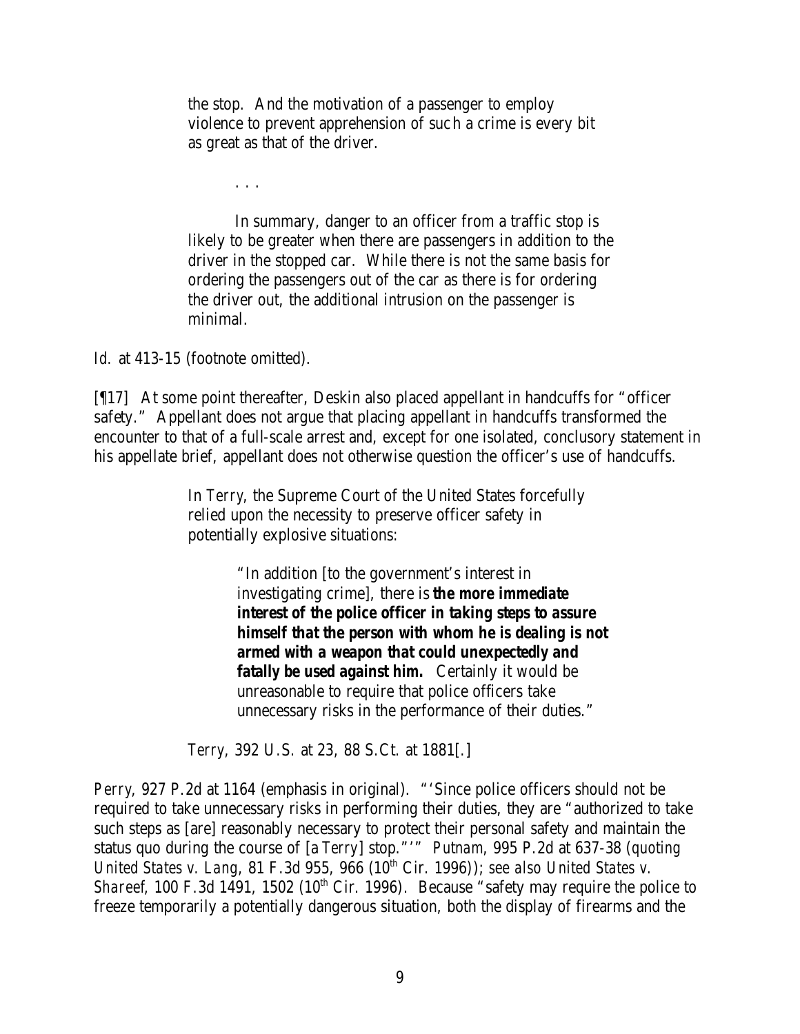> the stop. And the motivation of a passenger to employ violence to prevent apprehension of such a crime is every bit as great as that of the driver.
>
> . . .
>
> In summary, danger to an officer from a traffic stop is likely to be greater when there are passengers in addition to the driver in the stopped car. While there is not the same basis for ordering the passengers out of the car as there is for ordering the driver out, the additional intrusion on the passenger is minimal.

*Id.* at 413-15 (footnote omitted).

[¶17] At some point thereafter, Deskin also placed appellant in handcuffs for "officer safety." Appellant does not argue that placing appellant in handcuffs transformed the encounter to that of a full-scale arrest and, except for one isolated, conclusory statement in his appellate brief, appellant does not otherwise question the officer's use of handcuffs.

> In *Terry*, the Supreme Court of the United States forcefully relied upon the necessity to preserve officer safety in potentially explosive situations:
>
> > "In addition [to the government's interest in investigating crime], there is ***the more immediate interest of the police officer in taking steps to assure himself that the person with whom he is dealing is not armed with a weapon that could unexpectedly and fatally be used against him.*** Certainly it would be unreasonable to require that police officers take unnecessary risks in the performance of their duties."
>
> *Terry*, 392 U.S. at 23, 88 S.Ct. at 1881[.]

*Perry*, 927 P.2d at 1164 (emphasis in original). "'Since police officers should not be required to take unnecessary risks in performing their duties, they are "authorized to take such steps as [are] reasonably necessary to protect their personal safety and maintain the status quo during the course of [a *Terry*] stop."'" *Putnam*, 995 P.2d at 637-38 (*quoting United States v. Lang*, 81 F.3d 955, 966 (10th Cir. 1996)); *see also United States v. Shareef*, 100 F.3d 1491, 1502 (10th Cir. 1996). Because "safety may require the police to freeze temporarily a potentially dangerous situation, both the display of firearms and the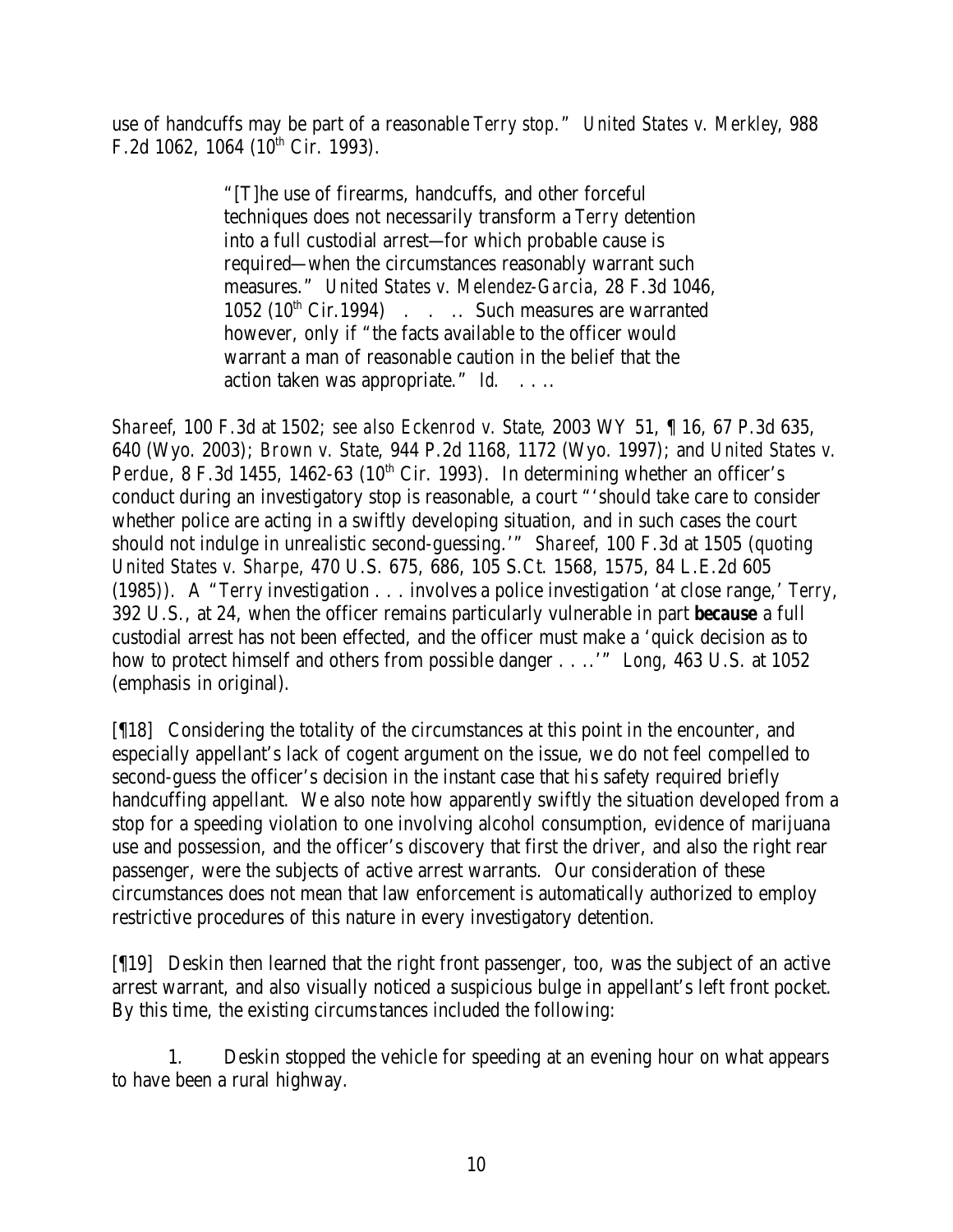use of handcuffs may be part of a reasonable *Terry* stop." *United States v. Merkley*, 988 F.2d 1062, 1064 (10th Cir. 1993).

> "[T]he use of firearms, handcuffs, and other forceful techniques does not necessarily transform a *Terry* detention into a full custodial arrest—for which probable cause is required—when the circumstances reasonably warrant such measures." *United States v. Melendez-Garcia*, 28 F.3d 1046, 1052 (10th Cir.1994) . . .. Such measures are warranted however, only if "the facts available to the officer would warrant a man of reasonable caution in the belief that the action taken was appropriate." *Id.* . . ..

*Shareef*, 100 F.3d at 1502; *see also Eckenrod v. State*, 2003 WY 51, ¶ 16, 67 P.3d 635, 640 (Wyo. 2003); *Brown v. State*, 944 P.2d 1168, 1172 (Wyo. 1997); and *United States v. Perdue*, 8 F.3d 1455, 1462-63 (10th Cir. 1993). In determining whether an officer's conduct during an investigatory stop is reasonable, a court "'should take care to consider whether police are acting in a swiftly developing situation, and in such cases the court should not indulge in unrealistic second-guessing.'" *Shareef*, 100 F.3d at 1505 (*quoting United States v. Sharpe*, 470 U.S. 675, 686, 105 S.Ct. 1568, 1575, 84 L.E.2d 605 (1985)). A "*Terry* investigation . . . involves a police investigation 'at close range,' *Terry*, 392 U.S., at 24, when the officer remains particularly vulnerable in part ***because*** a full custodial arrest has not been effected, and the officer must make a 'quick decision as to how to protect himself and others from possible danger . . ..'" *Long*, 463 U.S. at 1052 (emphasis in original).

[¶18] Considering the totality of the circumstances at this point in the encounter, and especially appellant's lack of cogent argument on the issue, we do not feel compelled to second-guess the officer's decision in the instant case that his safety required briefly handcuffing appellant. We also note how apparently swiftly the situation developed from a stop for a speeding violation to one involving alcohol consumption, evidence of marijuana use and possession, and the officer's discovery that first the driver, and also the right rear passenger, were the subjects of active arrest warrants. Our consideration of these circumstances does not mean that law enforcement is automatically authorized to employ restrictive procedures of this nature in every investigatory detention.

[¶19] Deskin then learned that the right front passenger, too, was the subject of an active arrest warrant, and also visually noticed a suspicious bulge in appellant's left front pocket. By this time, the existing circumstances included the following:

1. Deskin stopped the vehicle for speeding at an evening hour on what appears to have been a rural highway.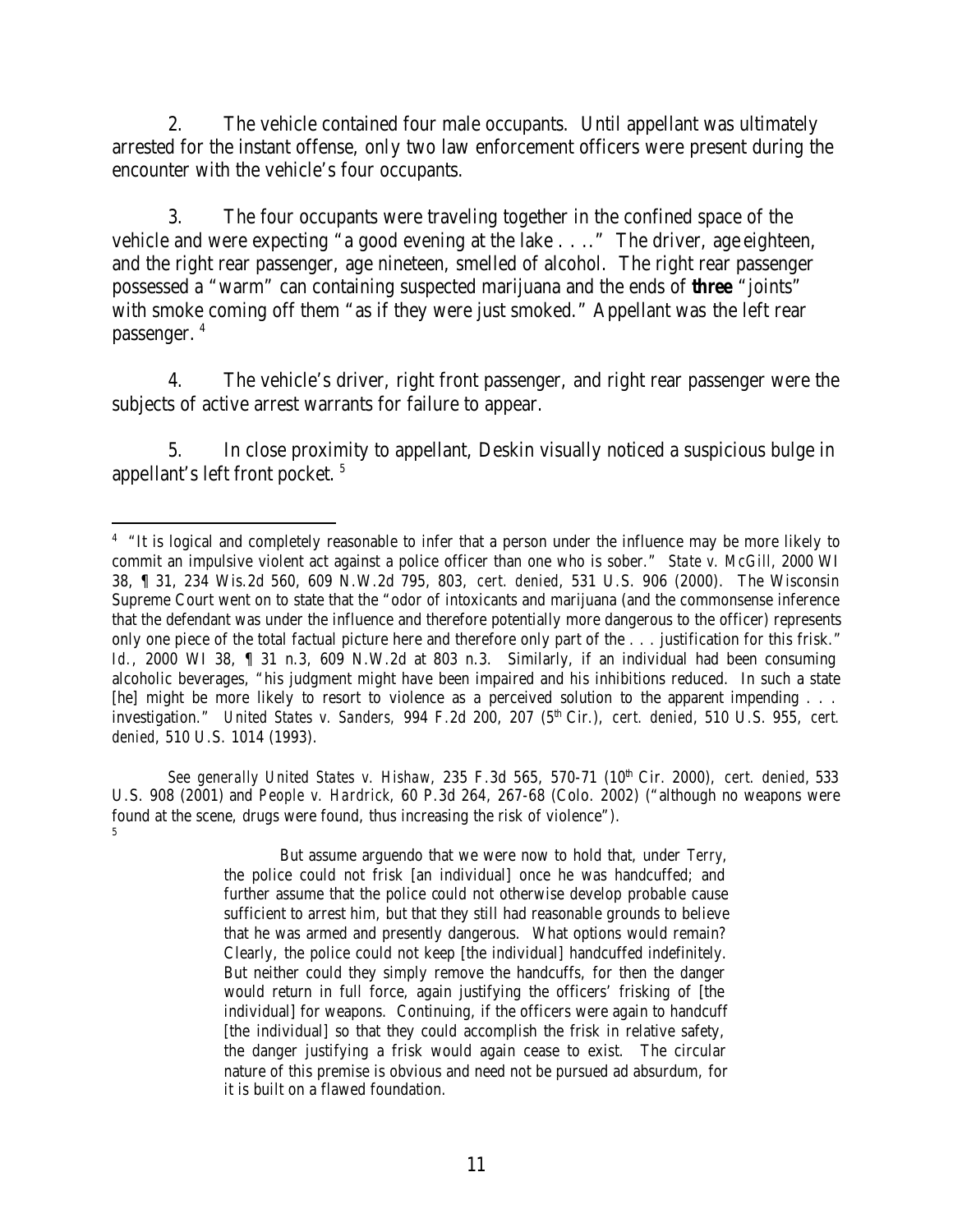2. The vehicle contained four male occupants. Until appellant was ultimately arrested for the instant offense, only two law enforcement officers were present during the encounter with the vehicle's four occupants.

3. The four occupants were traveling together in the confined space of the vehicle and were expecting "a good evening at the lake . . . ." The driver, age eighteen, and the right rear passenger, age nineteen, smelled of alcohol. The right rear passenger possessed a "warm" can containing suspected marijuana and the ends of **three** "joints" with smoke coming off them "as if they were just smoked." Appellant was the left rear passenger.[4]

4. The vehicle's driver, right front passenger, and right rear passenger were the subjects of active arrest warrants for failure to appear.

5. In close proximity to appellant, Deskin visually noticed a suspicious bulge in appellant's left front pocket.[5]

---

[4] "It is logical and completely reasonable to infer that a person under the influence may be more likely to commit an impulsive violent act against a police officer than one who is sober." *State v. McGill*, 2000 WI 38, ¶ 31, 234 Wis.2d 560, 609 N.W.2d 795, 803, *cert. denied*, 531 U.S. 906 (2000). The Wisconsin Supreme Court went on to state that the "odor of intoxicants and marijuana (and the commonsense inference that the defendant was under the influence and therefore potentially more dangerous to the officer) represents only one piece of the total factual picture here and therefore only part of the . . . justification for this frisk." *Id.*, 2000 WI 38, ¶ 31 n.3, 609 N.W.2d at 803 n.3. Similarly, if an individual had been consuming alcoholic beverages, "his judgment might have been impaired and his inhibitions reduced. In such a state [he] might be more likely to resort to violence as a perceived solution to the apparent impending . . . investigation." *United States v. Sanders*, 994 F.2d 200, 207 (5th Cir.), *cert. denied*, 510 U.S. 955, *cert. denied*, 510 U.S. 1014 (1993).

*See generally United States v. Hishaw*, 235 F.3d 565, 570-71 (10th Cir. 2000), *cert. denied*, 533 U.S. 908 (2001) and *People v. Hardrick*, 60 P.3d 264, 267-68 (Colo. 2002) ("although no weapons were found at the scene, drugs were found, thus increasing the risk of violence").

[5]

> But assume arguendo that we were now to hold that, under *Terry*, the police could not frisk [an individual] once he was handcuffed; and further assume that the police could not otherwise develop probable cause sufficient to arrest him, but that they still had reasonable grounds to believe that he was armed and presently dangerous. What options would remain? Clearly, the police could not keep [the individual] handcuffed indefinitely. But neither could they simply remove the handcuffs, for then the danger would return in full force, again justifying the officers' frisking of [the individual] for weapons. Continuing, if the officers were again to handcuff [the individual] so that they could accomplish the frisk in relative safety, the danger justifying a frisk would again cease to exist. The circular nature of this premise is obvious and need not be pursued ad absurdum, for it is built on a flawed foundation.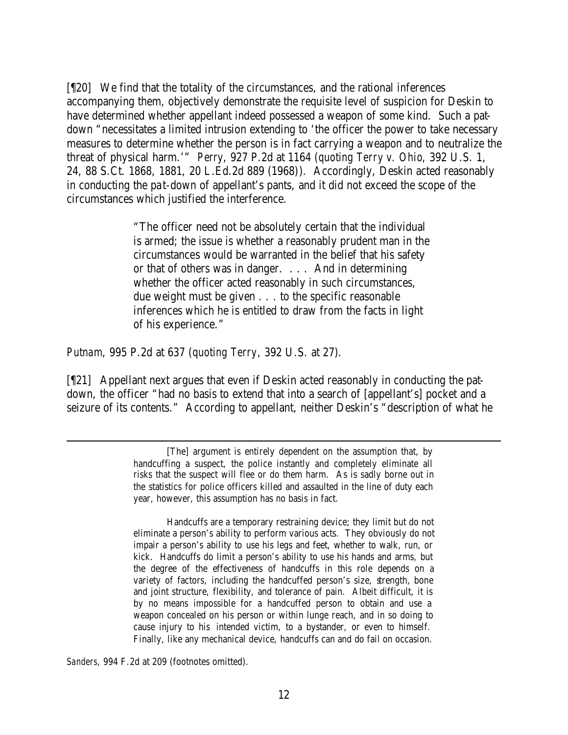[¶20] We find that the totality of the circumstances, and the rational inferences accompanying them, objectively demonstrate the requisite level of suspicion for Deskin to have determined whether appellant indeed possessed a weapon of some kind. Such a pat-down "necessitates a limited intrusion extending to 'the officer the power to take necessary measures to determine whether the person is in fact carrying a weapon and to neutralize the threat of physical harm.'" *Perry*, 927 P.2d at 1164 (*quoting Terry v. Ohio*, 392 U.S. 1, 24, 88 S.Ct. 1868, 1881, 20 L.Ed.2d 889 (1968)). Accordingly, Deskin acted reasonably in conducting the pat-down of appellant's pants, and it did not exceed the scope of the circumstances which justified the interference.

> "The officer need not be absolutely certain that the individual is armed; the issue is whether a reasonably prudent man in the circumstances would be warranted in the belief that his safety or that of others was in danger. . . . And in determining whether the officer acted reasonably in such circumstances, due weight must be given . . . to the specific reasonable inferences which he is entitled to draw from the facts in light of his experience."

*Putnam*, 995 P.2d at 637 (*quoting Terry*, 392 U.S. at 27).

[¶21] Appellant next argues that even if Deskin acted reasonably in conducting the pat-down, the officer "had no basis to extend that into a search of [appellant's] pocket and a seizure of its contents." According to appellant, neither Deskin's "description of what he

---

> [The] argument is entirely dependent on the assumption that, by handcuffing a suspect, the police instantly and completely eliminate all risks that the suspect will flee or do them harm. As is sadly borne out in the statistics for police officers killed and assaulted in the line of duty each year, however, this assumption has no basis in fact.
>
> Handcuffs are a temporary restraining device; they limit but do not eliminate a person's ability to perform various acts. They obviously do not impair a person's ability to use his legs and feet, whether to walk, run, or kick. Handcuffs do limit a person's ability to use his hands and arms, but the degree of the effectiveness of handcuffs in this role depends on a variety of factors, including the handcuffed person's size, strength, bone and joint structure, flexibility, and tolerance of pain. Albeit difficult, it is by no means impossible for a handcuffed person to obtain and use a weapon concealed on his person or within lunge reach, and in so doing to cause injury to his intended victim, to a bystander, or even to himself. Finally, like any mechanical device, handcuffs can and do fail on occasion.

*Sanders*, 994 F.2d at 209 (footnotes omitted).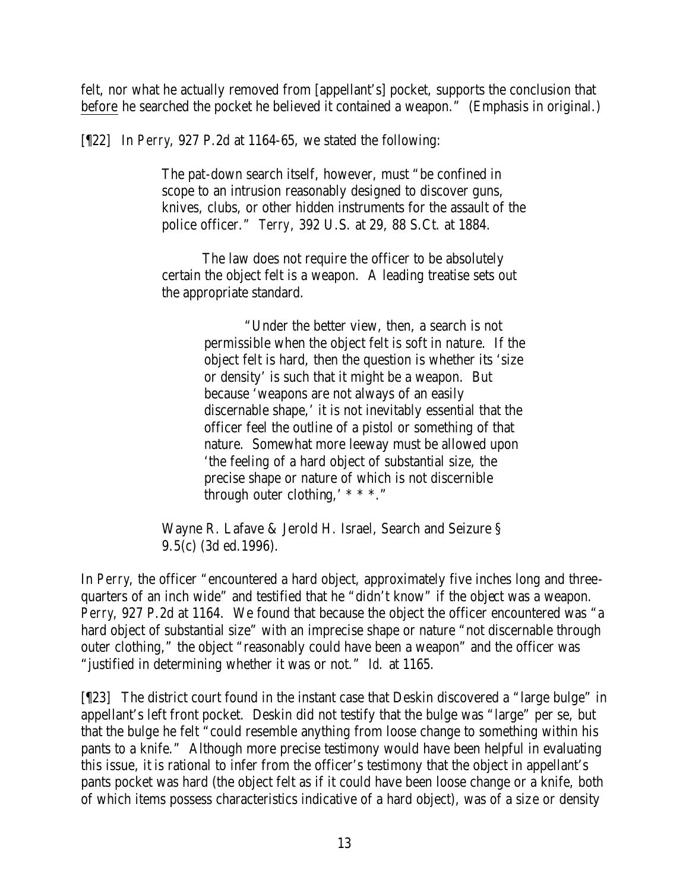felt, nor what he actually removed from [appellant's] pocket, supports the conclusion that before he searched the pocket he believed it contained a weapon." (Emphasis in original.)

[¶22] In *Perry*, 927 P.2d at 1164-65, we stated the following:

> The pat-down search itself, however, must "be confined in scope to an intrusion reasonably designed to discover guns, knives, clubs, or other hidden instruments for the assault of the police officer." *Terry*, 392 U.S. at 29, 88 S.Ct. at 1884.
>
> The law does not require the officer to be absolutely certain the object felt is a weapon. A leading treatise sets out the appropriate standard.
>
> > "Under the better view, then, a search is not permissible when the object felt is soft in nature. If the object felt is hard, then the question is whether its 'size or density' is such that it might be a weapon. But because 'weapons are not always of an easily discernable shape,' it is not inevitably essential that the officer feel the outline of a pistol or something of that nature. Somewhat more leeway must be allowed upon 'the feeling of a hard object of substantial size, the precise shape or nature of which is not discernible through outer clothing,' * * *."
>
> Wayne R. Lafave & Jerold H. Israel, Search and Seizure § 9.5(c) (3d ed.1996).

In *Perry*, the officer "encountered a hard object, approximately five inches long and three-quarters of an inch wide" and testified that he "didn't know" if the object was a weapon. *Perry*, 927 P.2d at 1164. We found that because the object the officer encountered was "a hard object of substantial size" with an imprecise shape or nature "not discernable through outer clothing," the object "reasonably could have been a weapon" and the officer was "justified in determining whether it was or not." *Id.* at 1165.

[¶23] The district court found in the instant case that Deskin discovered a "large bulge" in appellant's left front pocket. Deskin did not testify that the bulge was "large" per se, but that the bulge he felt "could resemble anything from loose change to something within his pants to a knife." Although more precise testimony would have been helpful in evaluating this issue, it is rational to infer from the officer's testimony that the object in appellant's pants pocket was hard (the object felt as if it could have been loose change or a knife, both of which items possess characteristics indicative of a hard object), was of a size or density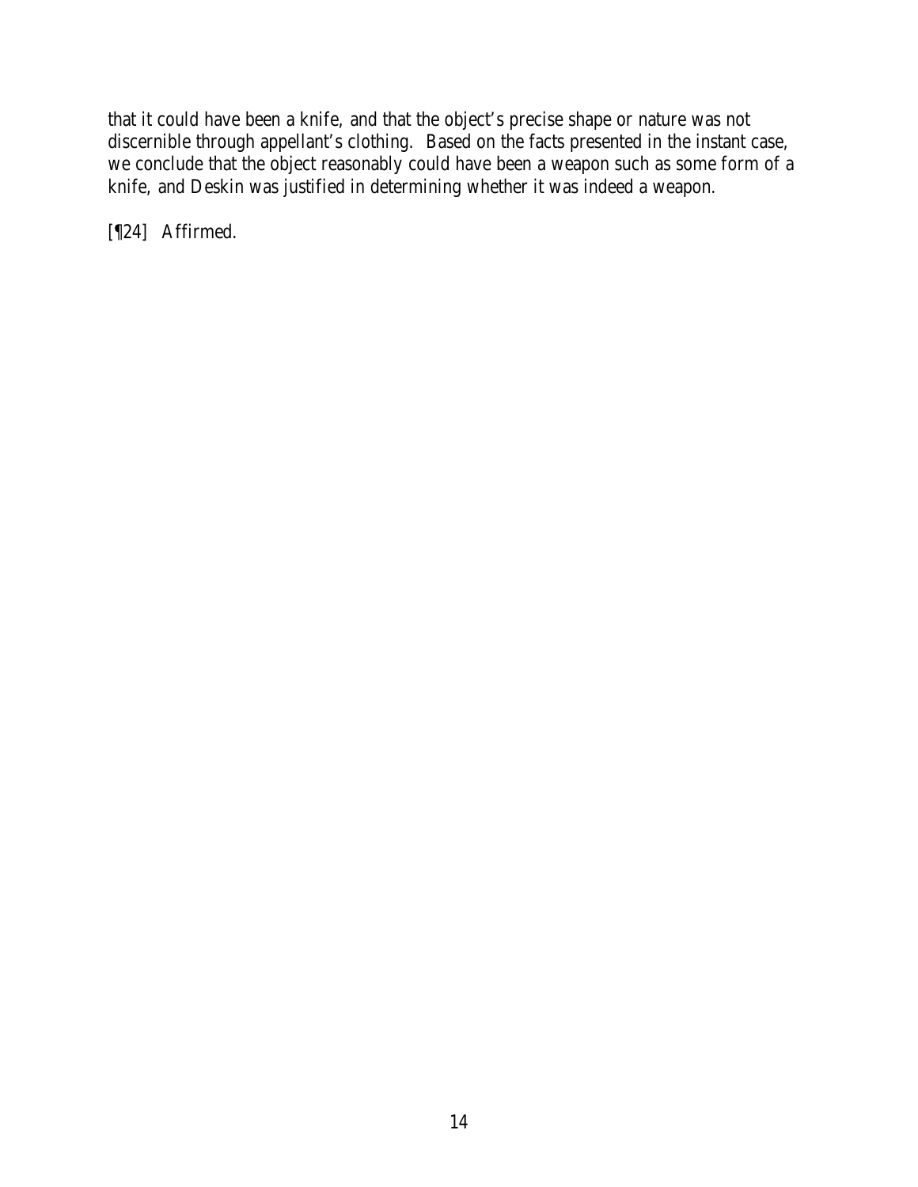that it could have been a knife, and that the object's precise shape or nature was not discernible through appellant's clothing. Based on the facts presented in the instant case, we conclude that the object reasonably could have been a weapon such as some form of a knife, and Deskin was justified in determining whether it was indeed a weapon.

[¶24] Affirmed.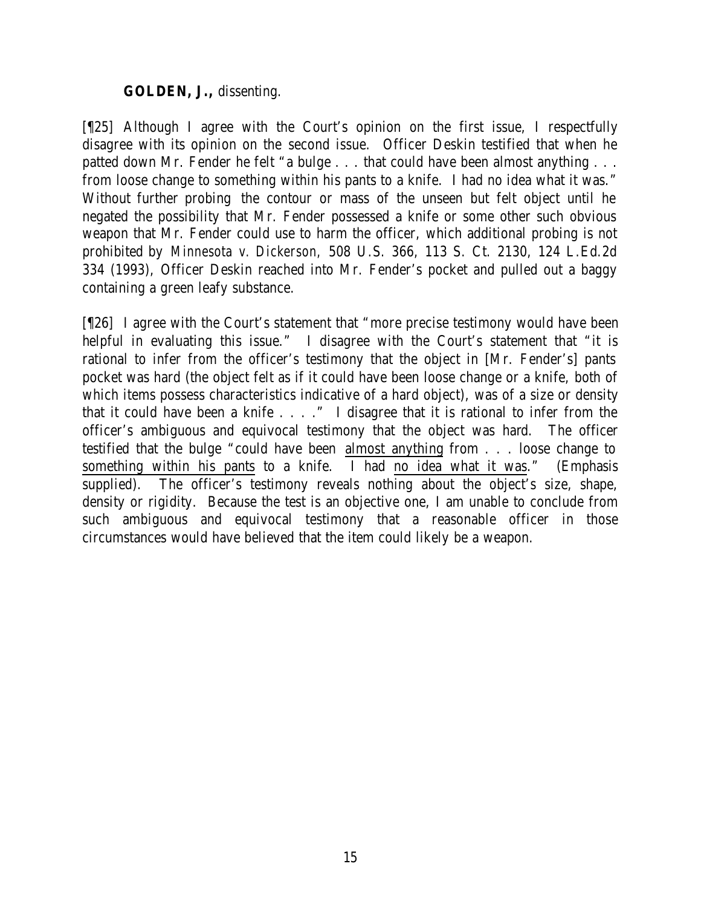**GOLDEN, J.,** dissenting.

[¶25] Although I agree with the Court's opinion on the first issue, I respectfully disagree with its opinion on the second issue. Officer Deskin testified that when he patted down Mr. Fender he felt "a bulge . . . that could have been almost anything . . . from loose change to something within his pants to a knife. I had no idea what it was." Without further probing the contour or mass of the unseen but felt object until he negated the possibility that Mr. Fender possessed a knife or some other such obvious weapon that Mr. Fender could use to harm the officer, which additional probing is not prohibited by *Minnesota v. Dickerson*, 508 U.S. 366, 113 S. Ct. 2130, 124 L.Ed.2d 334 (1993), Officer Deskin reached into Mr. Fender's pocket and pulled out a baggy containing a green leafy substance.

[¶26] I agree with the Court's statement that "more precise testimony would have been helpful in evaluating this issue." I disagree with the Court's statement that "it is rational to infer from the officer's testimony that the object in [Mr. Fender's] pants pocket was hard (the object felt as if it could have been loose change or a knife, both of which items possess characteristics indicative of a hard object), was of a size or density that it could have been a knife . . . ." I disagree that it is rational to infer from the officer's ambiguous and equivocal testimony that the object was hard. The officer testified that the bulge "could have been <u>almost anything</u> from . . . loose change to <u>something within his pants</u> to a knife. I had <u>no idea what it was</u>." (Emphasis supplied). The officer's testimony reveals nothing about the object's size, shape, density or rigidity. Because the test is an objective one, I am unable to conclude from such ambiguous and equivocal testimony that a reasonable officer in those circumstances would have believed that the item could likely be a weapon.